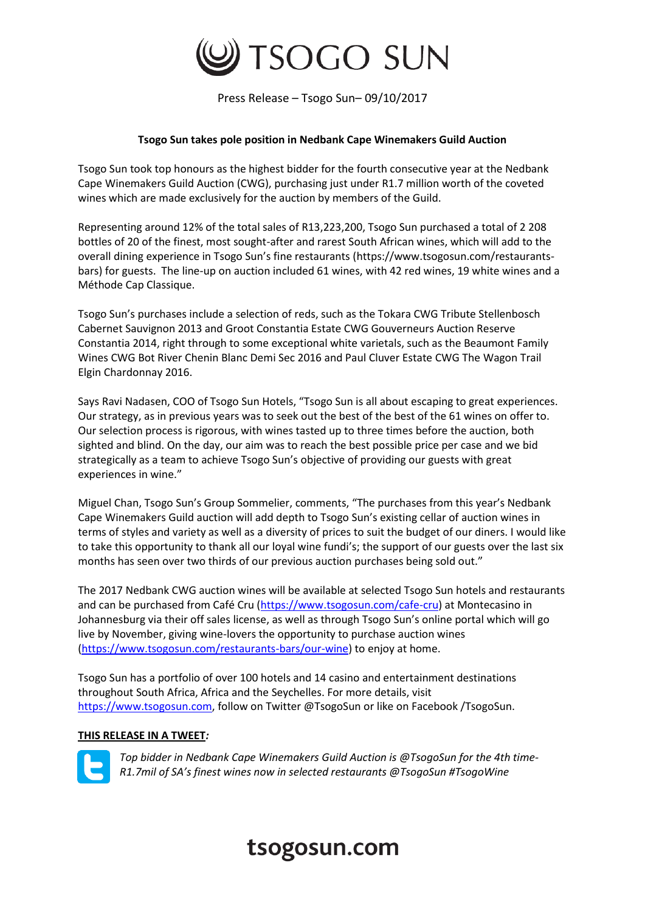# TSOGO SUN

Press Release – Tsogo Sun– 09/10/2017

**Tsogo Sun takes pole position in Nedbank Cape Winemakers Guild Auction**

Tsogo Sun took top honours as the highest bidder for the fourth consecutive year at the Nedbank Cape Winemakers Guild Auction (CWG), purchasing just under R1.7 million worth of the coveted wines which are made exclusively for the auction by members of the Guild.

Representing around 12% of the total sales of R13,223,200, Tsogo Sun purchased a total of 2 208 bottles of 20 of the finest, most sought-after and rarest South African wines, which will add to the overall dining experience in Tsogo Sun's fine restaurants (https://www.tsogosun.com/restaurants-bars) for guests. The line-up on auction included 61 wines, with 42 red wines, 19 white wines and a Méthode Cap Classique.

Tsogo Sun's purchases include a selection of reds, such as the Tokara CWG Tribute Stellenbosch Cabernet Sauvignon 2013 and Groot Constantia Estate CWG Gouverneurs Auction Reserve Constantia 2014, right through to some exceptional white varietals, such as the Beaumont Family Wines CWG Bot River Chenin Blanc Demi Sec 2016 and Paul Cluver Estate CWG The Wagon Trail Elgin Chardonnay 2016.

Says Ravi Nadasen, COO of Tsogo Sun Hotels, "Tsogo Sun is all about escaping to great experiences. Our strategy, as in previous years was to seek out the best of the best of the 61 wines on offer to. Our selection process is rigorous, with wines tasted up to three times before the auction, both sighted and blind. On the day, our aim was to reach the best possible price per case and we bid strategically as a team to achieve Tsogo Sun's objective of providing our guests with great experiences in wine."

Miguel Chan, Tsogo Sun's Group Sommelier, comments, "The purchases from this year's Nedbank Cape Winemakers Guild auction will add depth to Tsogo Sun's existing cellar of auction wines in terms of styles and variety as well as a diversity of prices to suit the budget of our diners. I would like to take this opportunity to thank all our loyal wine fundi's; the support of our guests over the last six months has seen over two thirds of our previous auction purchases being sold out."

The 2017 Nedbank CWG auction wines will be available at selected Tsogo Sun hotels and restaurants and can be purchased from Café Cru (https://www.tsogosun.com/cafe-cru) at Montecasino in Johannesburg via their off sales license, as well as through Tsogo Sun's online portal which will go live by November, giving wine-lovers the opportunity to purchase auction wines (https://www.tsogosun.com/restaurants-bars/our-wine) to enjoy at home.

Tsogo Sun has a portfolio of over 100 hotels and 14 casino and entertainment destinations throughout South Africa, Africa and the Seychelles. For more details, visit https://www.tsogosun.com, follow on Twitter @TsogoSun or like on Facebook /TsogoSun.

**THIS RELEASE IN A TWEET***:*

*Top bidder in Nedbank Cape Winemakers Guild Auction is @TsogoSun for the 4th time- R1.7mil of SA's finest wines now in selected restaurants @TsogoSun #TsogoWine*

**tsogosun.com**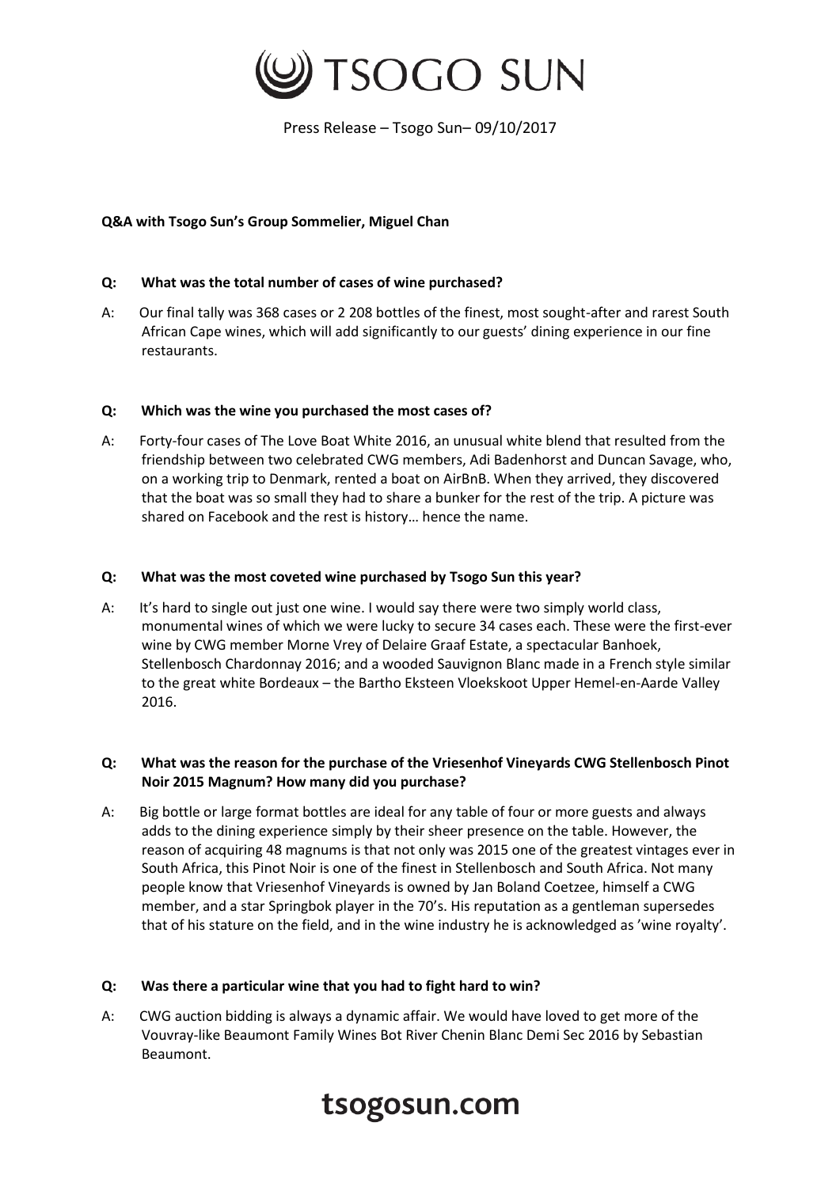Press Release – Tsogo Sun– 09/10/2017

**Q&A with Tsogo Sun's Group Sommelier, Miguel Chan**

**Q: What was the total number of cases of wine purchased?**

A: Our final tally was 368 cases or 2 208 bottles of the finest, most sought-after and rarest South African Cape wines, which will add significantly to our guests' dining experience in our fine restaurants.

**Q: Which was the wine you purchased the most cases of?**

A: Forty-four cases of The Love Boat White 2016, an unusual white blend that resulted from the friendship between two celebrated CWG members, Adi Badenhorst and Duncan Savage, who, on a working trip to Denmark, rented a boat on AirBnB. When they arrived, they discovered that the boat was so small they had to share a bunker for the rest of the trip. A picture was shared on Facebook and the rest is history… hence the name.

**Q: What was the most coveted wine purchased by Tsogo Sun this year?**

A: It's hard to single out just one wine. I would say there were two simply world class, monumental wines of which we were lucky to secure 34 cases each. These were the first-ever wine by CWG member Morne Vrey of Delaire Graaf Estate, a spectacular Banhoek, Stellenbosch Chardonnay 2016; and a wooded Sauvignon Blanc made in a French style similar to the great white Bordeaux – the Bartho Eksteen Vloekskoot Upper Hemel-en-Aarde Valley 2016.

**Q: What was the reason for the purchase of the Vriesenhof Vineyards CWG Stellenbosch Pinot Noir 2015 Magnum? How many did you purchase?**

A: Big bottle or large format bottles are ideal for any table of four or more guests and always adds to the dining experience simply by their sheer presence on the table. However, the reason of acquiring 48 magnums is that not only was 2015 one of the greatest vintages ever in South Africa, this Pinot Noir is one of the finest in Stellenbosch and South Africa. Not many people know that Vriesenhof Vineyards is owned by Jan Boland Coetzee, himself a CWG member, and a star Springbok player in the 70's. His reputation as a gentleman supersedes that of his stature on the field, and in the wine industry he is acknowledged as 'wine royalty'.

**Q: Was there a particular wine that you had to fight hard to win?**

A: CWG auction bidding is always a dynamic affair. We would have loved to get more of the Vouvray-like Beaumont Family Wines Bot River Chenin Blanc Demi Sec 2016 by Sebastian Beaumont.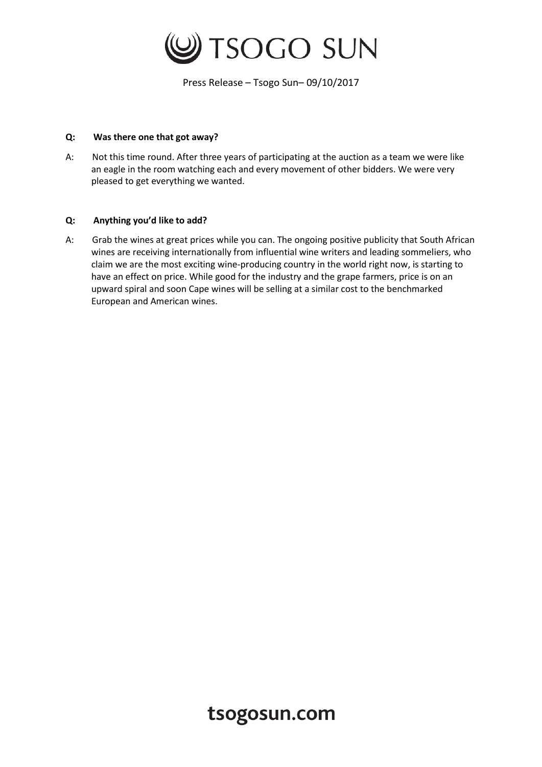**Q: Was there one that got away?**

A: Not this time round. After three years of participating at the auction as a team we were like an eagle in the room watching each and every movement of other bidders. We were very pleased to get everything we wanted.

**Q: Anything you'd like to add?**

A: Grab the wines at great prices while you can. The ongoing positive publicity that South African wines are receiving internationally from influential wine writers and leading sommeliers, who claim we are the most exciting wine-producing country in the world right now, is starting to have an effect on price. While good for the industry and the grape farmers, price is on an upward spiral and soon Cape wines will be selling at a similar cost to the benchmarked European and American wines.